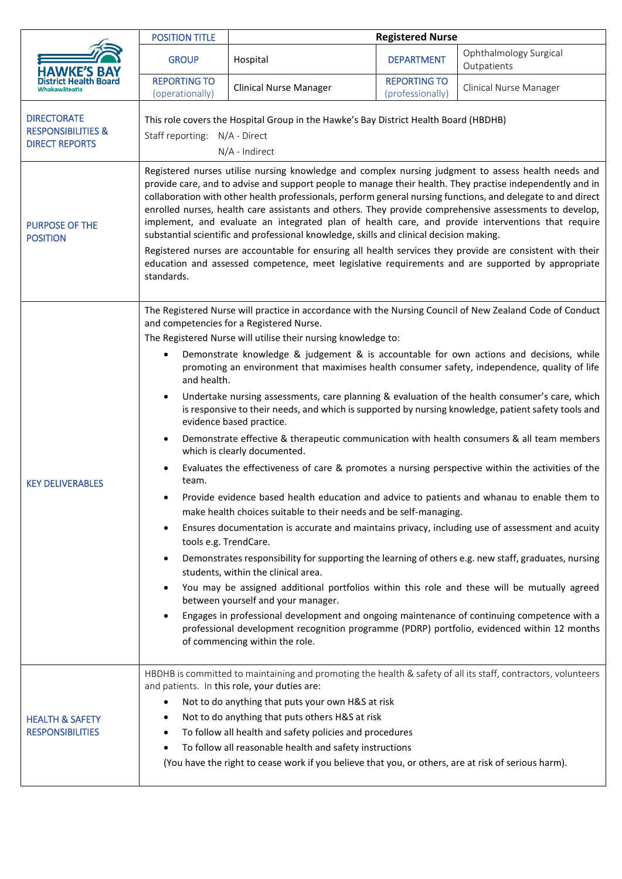| HAWKE'S BAY District Health Board Whakawāteatia | POSITION TITLE | Registered Nurse | | |
|---|---|---|---|---|
| | GROUP | Hospital | DEPARTMENT | Ophthalmology Surgical Outpatients |
| | REPORTING TO (operationally) | Clinical Nurse Manager | REPORTING TO (professionally) | Clinical Nurse Manager |

| | |
|---|---|
| DIRECTORATE RESPONSIBILITIES & DIRECT REPORTS | This role covers the Hospital Group in the Hawke's Bay District Health Board (HBDHB)<br>Staff reporting: N/A - Direct<br>N/A - Indirect |
| PURPOSE OF THE POSITION | Registered nurses utilise nursing knowledge and complex nursing judgment to assess health needs and provide care, and to advise and support people to manage their health. They practise independently and in collaboration with other health professionals, perform general nursing functions, and delegate to and direct enrolled nurses, health care assistants and others. They provide comprehensive assessments to develop, implement, and evaluate an integrated plan of health care, and provide interventions that require substantial scientific and professional knowledge, skills and clinical decision making.<br>Registered nurses are accountable for ensuring all health services they provide are consistent with their education and assessed competence, meet legislative requirements and are supported by appropriate standards. |
| KEY DELIVERABLES | The Registered Nurse will practice in accordance with the Nursing Council of New Zealand Code of Conduct and competencies for a Registered Nurse.<br>The Registered Nurse will utilise their nursing knowledge to:<br>• Demonstrate knowledge & judgement & is accountable for own actions and decisions, while promoting an environment that maximises health consumer safety, independence, quality of life and health.<br>• Undertake nursing assessments, care planning & evaluation of the health consumer's care, which is responsive to their needs, and which is supported by nursing knowledge, patient safety tools and evidence based practice.<br>• Demonstrate effective & therapeutic communication with health consumers & all team members which is clearly documented.<br>• Evaluates the effectiveness of care & promotes a nursing perspective within the activities of the team.<br>• Provide evidence based health education and advice to patients and whanau to enable them to make health choices suitable to their needs and be self-managing.<br>• Ensures documentation is accurate and maintains privacy, including use of assessment and acuity tools e.g. TrendCare.<br>• Demonstrates responsibility for supporting the learning of others e.g. new staff, graduates, nursing students, within the clinical area.<br>• You may be assigned additional portfolios within this role and these will be mutually agreed between yourself and your manager.<br>• Engages in professional development and ongoing maintenance of continuing competence with a professional development recognition programme (PDRP) portfolio, evidenced within 12 months of commencing within the role. |
| HEALTH & SAFETY RESPONSIBILITIES | HBDHB is committed to maintaining and promoting the health & safety of all its staff, contractors, volunteers and patients. In this role, your duties are:<br>• Not to do anything that puts your own H&S at risk<br>• Not to do anything that puts others H&S at risk<br>• To follow all health and safety policies and procedures<br>• To follow all reasonable health and safety instructions<br>(You have the right to cease work if you believe that you, or others, are at risk of serious harm). |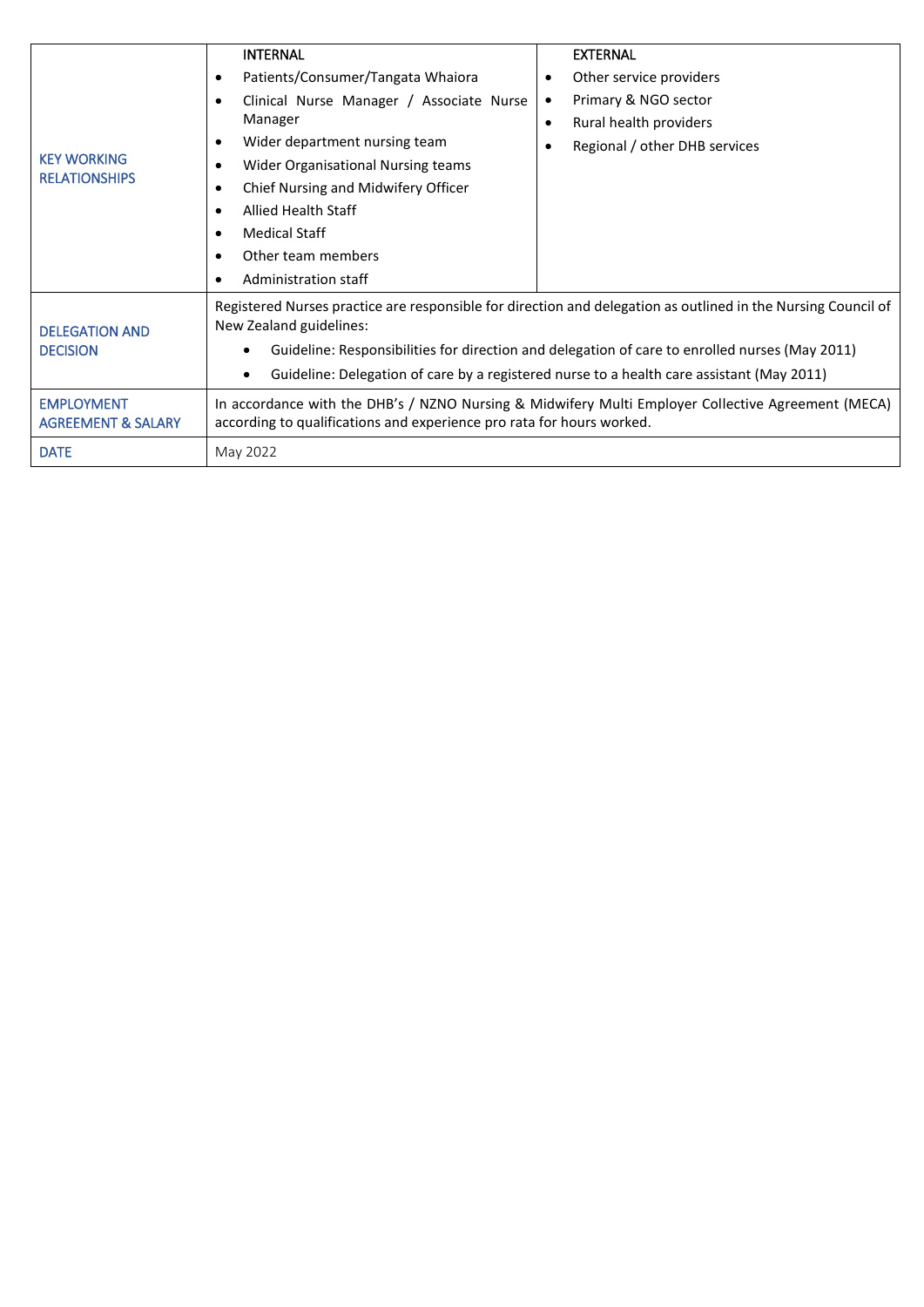| | | |
|---|---|---|
| KEY WORKING RELATIONSHIPS | INTERNAL<br>• Patients/Consumer/Tangata Whaiora<br>• Clinical Nurse Manager / Associate Nurse Manager<br>• Wider department nursing team<br>• Wider Organisational Nursing teams<br>• Chief Nursing and Midwifery Officer<br>• Allied Health Staff<br>• Medical Staff<br>• Other team members<br>• Administration staff | EXTERNAL<br>• Other service providers<br>• Primary & NGO sector<br>• Rural health providers<br>• Regional / other DHB services |
| DELEGATION AND DECISION | Registered Nurses practice are responsible for direction and delegation as outlined in the Nursing Council of New Zealand guidelines:<br>• Guideline: Responsibilities for direction and delegation of care to enrolled nurses (May 2011)<br>• Guideline: Delegation of care by a registered nurse to a health care assistant (May 2011) | |
| EMPLOYMENT AGREEMENT & SALARY | In accordance with the DHB's / NZNO Nursing & Midwifery Multi Employer Collective Agreement (MECA) according to qualifications and experience pro rata for hours worked. | |
| DATE | May 2022 | |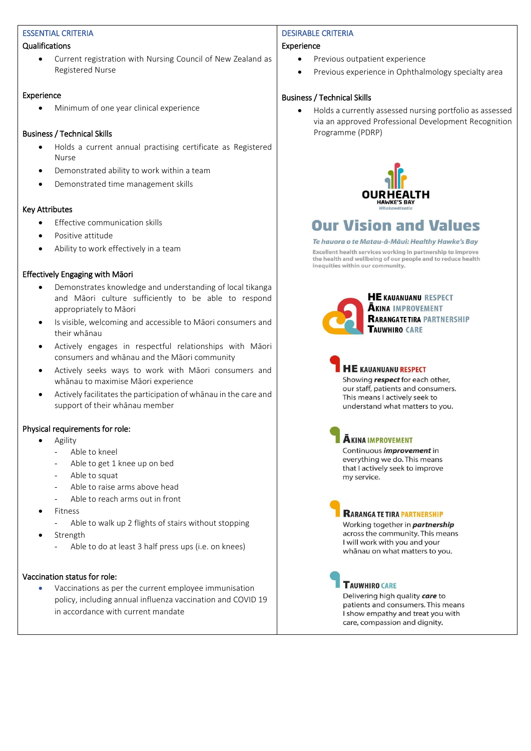## ESSENTIAL CRITERIA

### Qualifications

- Current registration with Nursing Council of New Zealand as Registered Nurse

### Experience

- Minimum of one year clinical experience

### Business / Technical Skills

- Holds a current annual practising certificate as Registered Nurse
- Demonstrated ability to work within a team
- Demonstrated time management skills

### Key Attributes

- Effective communication skills
- Positive attitude
- Ability to work effectively in a team

### Effectively Engaging with Māori

- Demonstrates knowledge and understanding of local tikanga and Māori culture sufficiently to be able to respond appropriately to Māori
- Is visible, welcoming and accessible to Māori consumers and their whānau
- Actively engages in respectful relationships with Māori consumers and whānau and the Māori community
- Actively seeks ways to work with Māori consumers and whānau to maximise Māori experience
- Actively facilitates the participation of whānau in the care and support of their whānau member

### Physical requirements for role:

- Agility
  - Able to kneel
  - Able to get 1 knee up on bed
  - Able to squat
  - Able to raise arms above head
  - Able to reach arms out in front
- Fitness
  - Able to walk up 2 flights of stairs without stopping
- Strength
  - Able to do at least 3 half press ups (i.e. on knees)

### Vaccination status for role:

- Vaccinations as per the current employee immunisation policy, including annual influenza vaccination and COVID 19 in accordance with current mandate

## DESIRABLE CRITERIA

### Experience

- Previous outpatient experience
- Previous experience in Ophthalmology specialty area

### Business / Technical Skills

- Holds a currently assessed nursing portfolio as assessed via an approved Professional Development Recognition Programme (PDRP)

OURHEALTH
HAWKE'S BAY
*Whakawāteatia*

# Our Vision and Values

***Te hauora o te Matau-ā-Māui: Healthy Hawke's Bay***

Excellent health services working in partnership to improve the health and wellbeing of our people and to reduce health inequities within our community.

HE KAUANUANU RESPECT
ĀKINA IMPROVEMENT
RARANGA TE TIRA PARTNERSHIP
TAUWHIRO CARE

**HE KAUANUANU RESPECT**
Showing ***respect*** for each other, our staff, patients and consumers. This means I actively seek to understand what matters to you.

**ĀKINA IMPROVEMENT**
Continuous ***improvement*** in everything we do. This means that I actively seek to improve my service.

**RARANGA TE TIRA PARTNERSHIP**
Working together in ***partnership*** across the community. This means I will work with you and your whānau on what matters to you.

**TAUWHIRO CARE**
Delivering high quality ***care*** to patients and consumers. This means I show empathy and treat you with care, compassion and dignity.